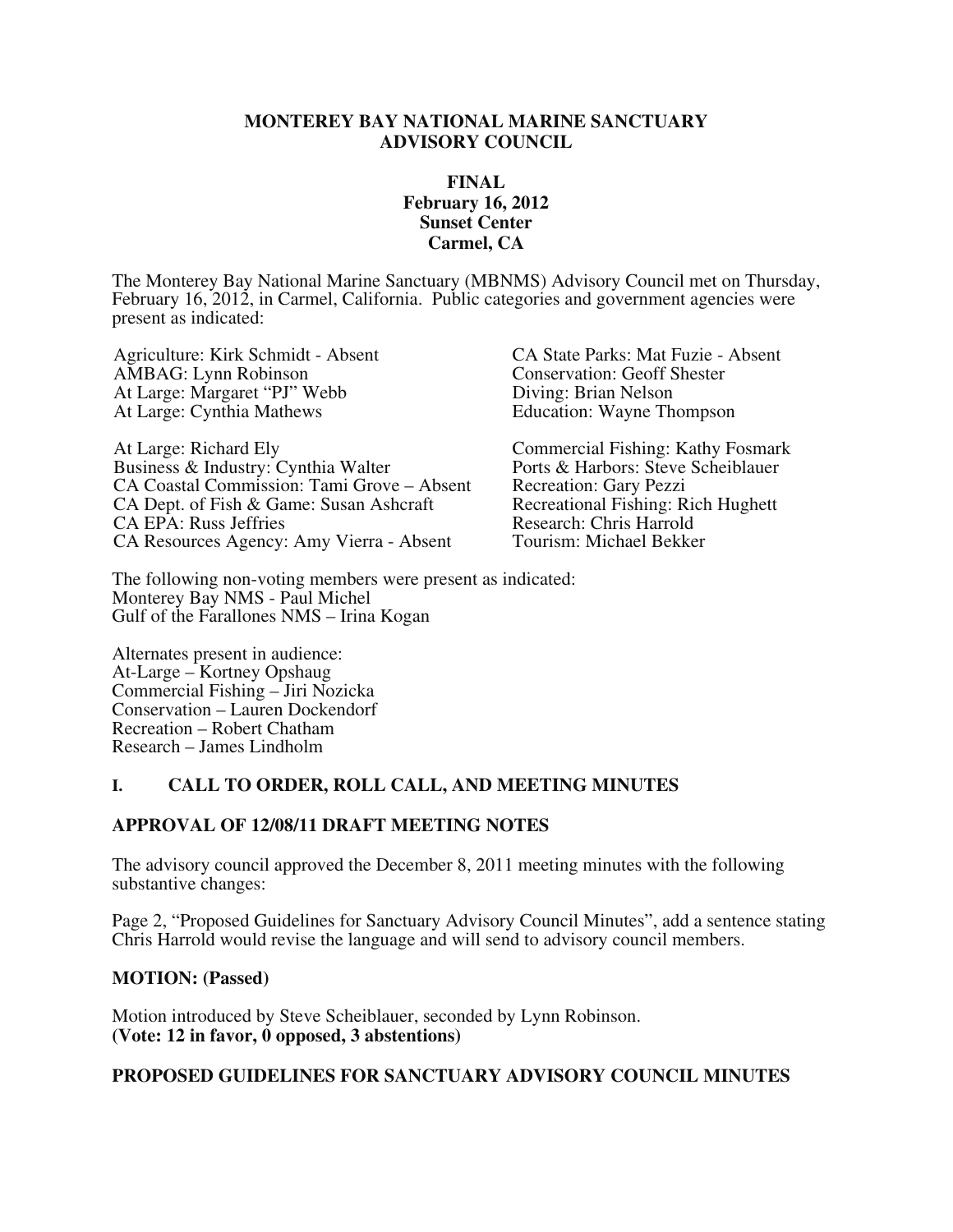# MONTEREY BAY NATIONAL MARINE SANCTUARY ADVISORY COUNCIL

**FINAL**
**February 16, 2012**
**Sunset Center**
**Carmel, CA**

The Monterey Bay National Marine Sanctuary (MBNMS) Advisory Council met on Thursday, February 16, 2012, in Carmel, California. Public categories and government agencies were present as indicated:

Agriculture: Kirk Schmidt - Absent
AMBAG: Lynn Robinson
At Large: Margaret "PJ" Webb
At Large: Cynthia Mathews

At Large: Richard Ely
Business & Industry: Cynthia Walter
CA Coastal Commission: Tami Grove – Absent
CA Dept. of Fish & Game: Susan Ashcraft
CA EPA: Russ Jeffries
CA Resources Agency: Amy Vierra - Absent

CA State Parks: Mat Fuzie - Absent
Conservation: Geoff Shester
Diving: Brian Nelson
Education: Wayne Thompson

Commercial Fishing: Kathy Fosmark
Ports & Harbors: Steve Scheiblauer
Recreation: Gary Pezzi
Recreational Fishing: Rich Hughett
Research: Chris Harrold
Tourism: Michael Bekker

The following non-voting members were present as indicated:
Monterey Bay NMS - Paul Michel
Gulf of the Farallones NMS – Irina Kogan

Alternates present in audience:
At-Large – Kortney Opshaug
Commercial Fishing – Jiri Nozicka
Conservation – Lauren Dockendorf
Recreation – Robert Chatham
Research – James Lindholm

## I. CALL TO ORDER, ROLL CALL, AND MEETING MINUTES

### APPROVAL OF 12/08/11 DRAFT MEETING NOTES

The advisory council approved the December 8, 2011 meeting minutes with the following substantive changes:

Page 2, "Proposed Guidelines for Sanctuary Advisory Council Minutes", add a sentence stating Chris Harrold would revise the language and will send to advisory council members.

**MOTION: (Passed)**

Motion introduced by Steve Scheiblauer, seconded by Lynn Robinson.
**(Vote: 12 in favor, 0 opposed, 3 abstentions)**

### PROPOSED GUIDELINES FOR SANCTUARY ADVISORY COUNCIL MINUTES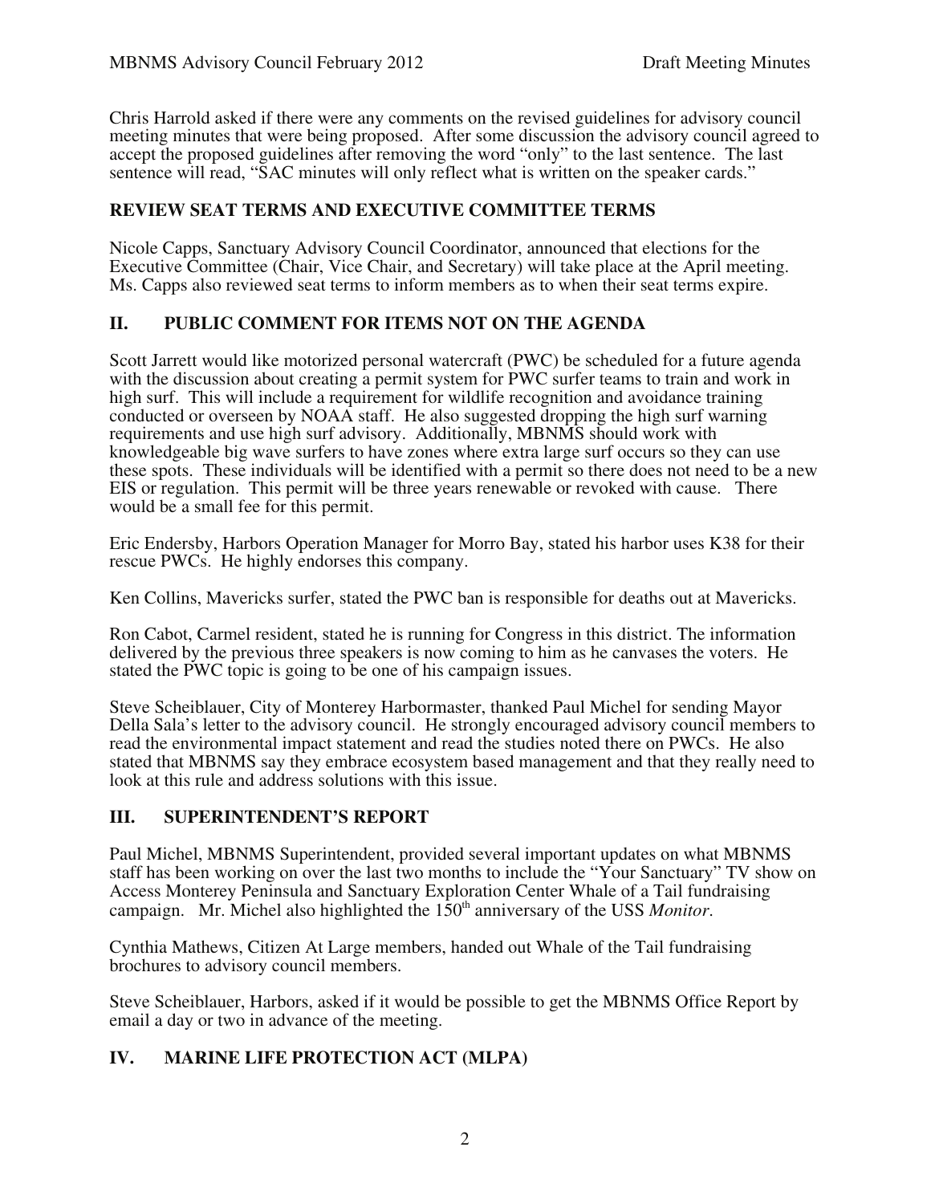Chris Harrold asked if there were any comments on the revised guidelines for advisory council meeting minutes that were being proposed. After some discussion the advisory council agreed to accept the proposed guidelines after removing the word "only" to the last sentence. The last sentence will read, "SAC minutes will only reflect what is written on the speaker cards."

## REVIEW SEAT TERMS AND EXECUTIVE COMMITTEE TERMS

Nicole Capps, Sanctuary Advisory Council Coordinator, announced that elections for the Executive Committee (Chair, Vice Chair, and Secretary) will take place at the April meeting. Ms. Capps also reviewed seat terms to inform members as to when their seat terms expire.

## II. PUBLIC COMMENT FOR ITEMS NOT ON THE AGENDA

Scott Jarrett would like motorized personal watercraft (PWC) be scheduled for a future agenda with the discussion about creating a permit system for PWC surfer teams to train and work in high surf. This will include a requirement for wildlife recognition and avoidance training conducted or overseen by NOAA staff. He also suggested dropping the high surf warning requirements and use high surf advisory. Additionally, MBNMS should work with knowledgeable big wave surfers to have zones where extra large surf occurs so they can use these spots. These individuals will be identified with a permit so there does not need to be a new EIS or regulation. This permit will be three years renewable or revoked with cause. There would be a small fee for this permit.

Eric Endersby, Harbors Operation Manager for Morro Bay, stated his harbor uses K38 for their rescue PWCs. He highly endorses this company.

Ken Collins, Mavericks surfer, stated the PWC ban is responsible for deaths out at Mavericks.

Ron Cabot, Carmel resident, stated he is running for Congress in this district. The information delivered by the previous three speakers is now coming to him as he canvases the voters. He stated the PWC topic is going to be one of his campaign issues.

Steve Scheiblauer, City of Monterey Harbormaster, thanked Paul Michel for sending Mayor Della Sala's letter to the advisory council. He strongly encouraged advisory council members to read the environmental impact statement and read the studies noted there on PWCs. He also stated that MBNMS say they embrace ecosystem based management and that they really need to look at this rule and address solutions with this issue.

## III. SUPERINTENDENT'S REPORT

Paul Michel, MBNMS Superintendent, provided several important updates on what MBNMS staff has been working on over the last two months to include the "Your Sanctuary" TV show on Access Monterey Peninsula and Sanctuary Exploration Center Whale of a Tail fundraising campaign. Mr. Michel also highlighted the 150th anniversary of the USS *Monitor*.

Cynthia Mathews, Citizen At Large members, handed out Whale of the Tail fundraising brochures to advisory council members.

Steve Scheiblauer, Harbors, asked if it would be possible to get the MBNMS Office Report by email a day or two in advance of the meeting.

## IV. MARINE LIFE PROTECTION ACT (MLPA)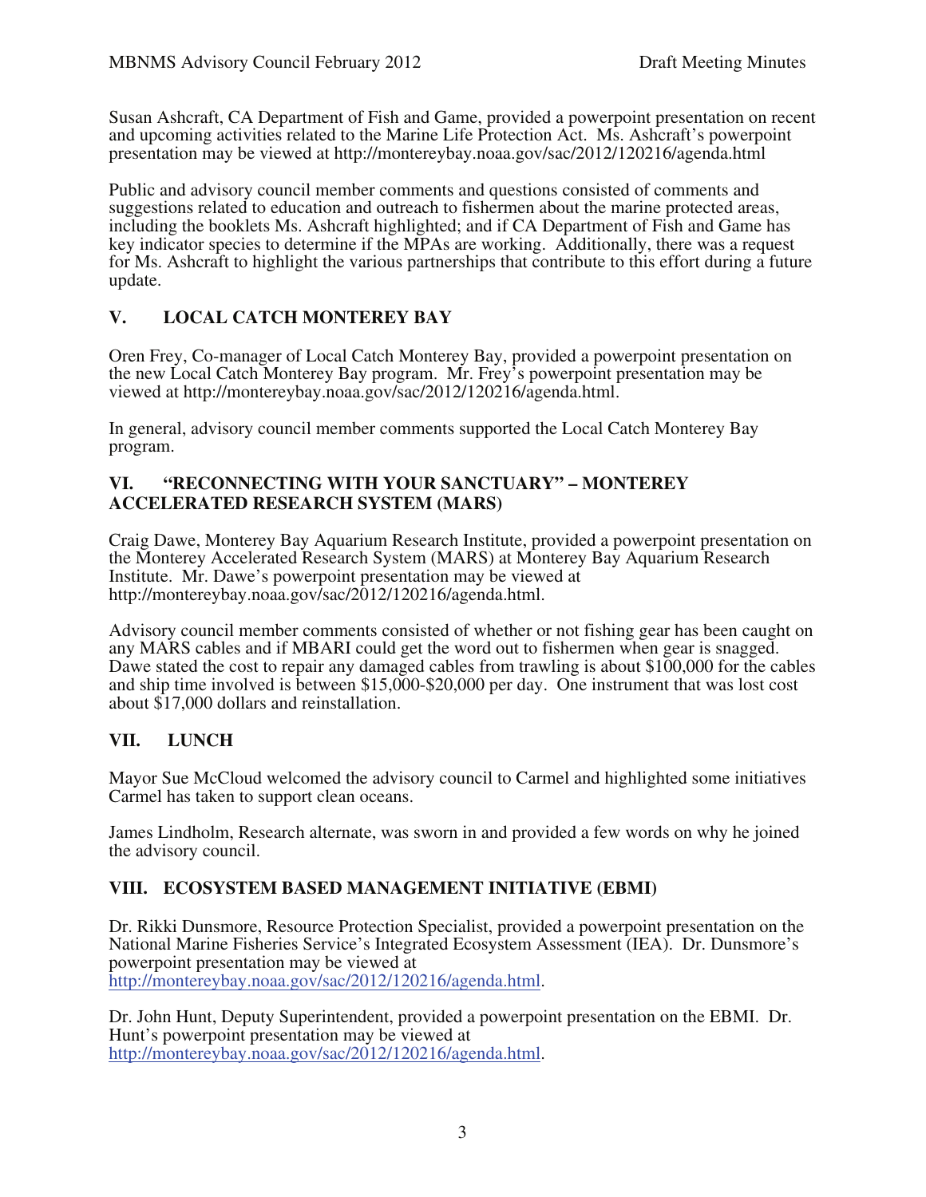Susan Ashcraft, CA Department of Fish and Game, provided a powerpoint presentation on recent and upcoming activities related to the Marine Life Protection Act. Ms. Ashcraft's powerpoint presentation may be viewed at http://montereybay.noaa.gov/sac/2012/120216/agenda.html

Public and advisory council member comments and questions consisted of comments and suggestions related to education and outreach to fishermen about the marine protected areas, including the booklets Ms. Ashcraft highlighted; and if CA Department of Fish and Game has key indicator species to determine if the MPAs are working. Additionally, there was a request for Ms. Ashcraft to highlight the various partnerships that contribute to this effort during a future update.

## V. LOCAL CATCH MONTEREY BAY

Oren Frey, Co-manager of Local Catch Monterey Bay, provided a powerpoint presentation on the new Local Catch Monterey Bay program. Mr. Frey's powerpoint presentation may be viewed at http://montereybay.noaa.gov/sac/2012/120216/agenda.html.

In general, advisory council member comments supported the Local Catch Monterey Bay program.

## VI. "RECONNECTING WITH YOUR SANCTUARY" – MONTEREY ACCELERATED RESEARCH SYSTEM (MARS)

Craig Dawe, Monterey Bay Aquarium Research Institute, provided a powerpoint presentation on the Monterey Accelerated Research System (MARS) at Monterey Bay Aquarium Research Institute. Mr. Dawe's powerpoint presentation may be viewed at http://montereybay.noaa.gov/sac/2012/120216/agenda.html.

Advisory council member comments consisted of whether or not fishing gear has been caught on any MARS cables and if MBARI could get the word out to fishermen when gear is snagged. Dawe stated the cost to repair any damaged cables from trawling is about $100,000 for the cables and ship time involved is between $15,000-$20,000 per day. One instrument that was lost cost about $17,000 dollars and reinstallation.

## VII. LUNCH

Mayor Sue McCloud welcomed the advisory council to Carmel and highlighted some initiatives Carmel has taken to support clean oceans.

James Lindholm, Research alternate, was sworn in and provided a few words on why he joined the advisory council.

## VIII. ECOSYSTEM BASED MANAGEMENT INITIATIVE (EBMI)

Dr. Rikki Dunsmore, Resource Protection Specialist, provided a powerpoint presentation on the National Marine Fisheries Service's Integrated Ecosystem Assessment (IEA). Dr. Dunsmore's powerpoint presentation may be viewed at http://montereybay.noaa.gov/sac/2012/120216/agenda.html.

Dr. John Hunt, Deputy Superintendent, provided a powerpoint presentation on the EBMI. Dr. Hunt's powerpoint presentation may be viewed at http://montereybay.noaa.gov/sac/2012/120216/agenda.html.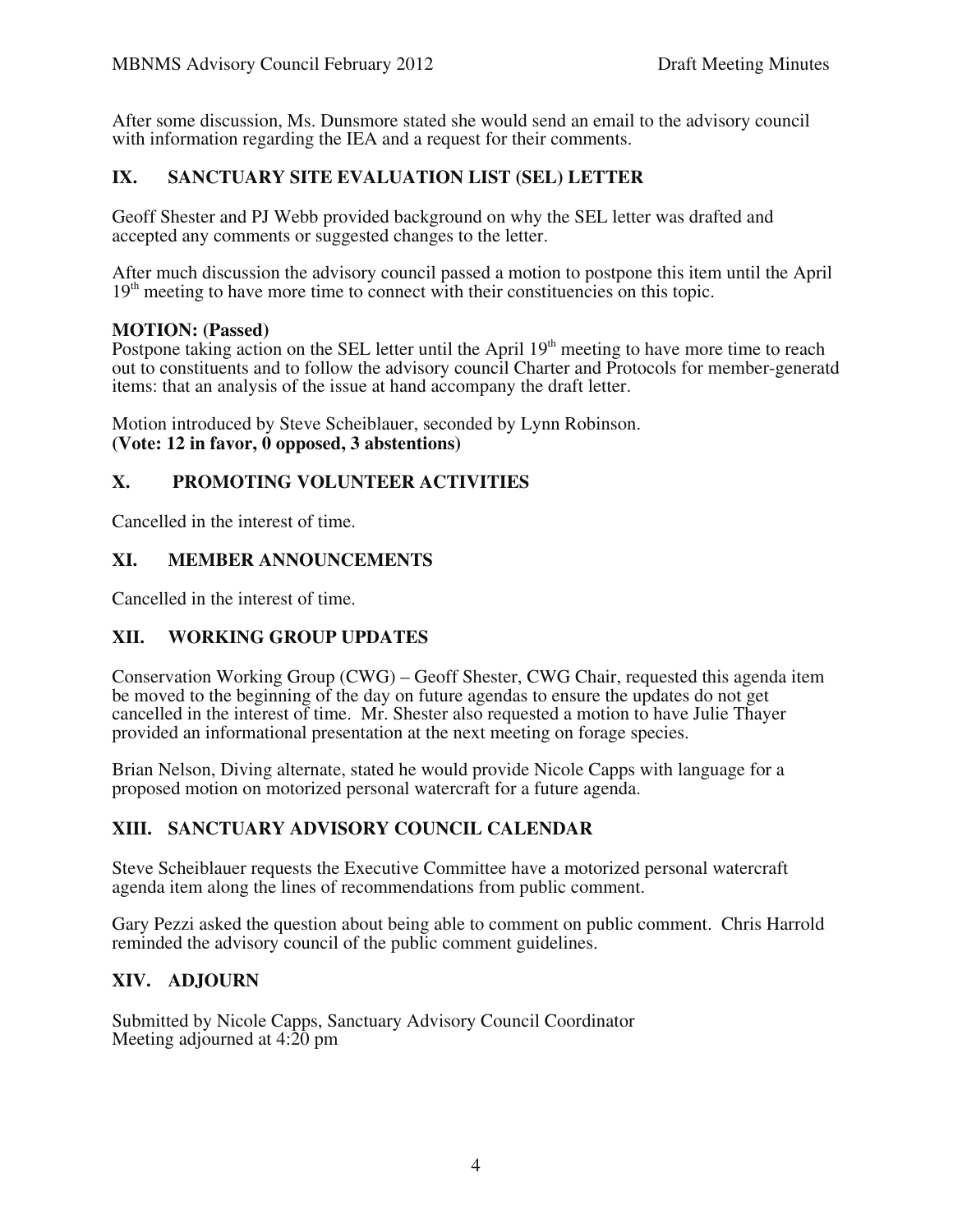After some discussion, Ms. Dunsmore stated she would send an email to the advisory council with information regarding the IEA and a request for their comments.

## IX. SANCTUARY SITE EVALUATION LIST (SEL) LETTER

Geoff Shester and PJ Webb provided background on why the SEL letter was drafted and accepted any comments or suggested changes to the letter.

After much discussion the advisory council passed a motion to postpone this item until the April 19th meeting to have more time to connect with their constituencies on this topic.

**MOTION: (Passed)**
Postpone taking action on the SEL letter until the April 19th meeting to have more time to reach out to constituents and to follow the advisory council Charter and Protocols for member-generatd items: that an analysis of the issue at hand accompany the draft letter.

Motion introduced by Steve Scheiblauer, seconded by Lynn Robinson.
**(Vote: 12 in favor, 0 opposed, 3 abstentions)**

## X. PROMOTING VOLUNTEER ACTIVITIES

Cancelled in the interest of time.

## XI. MEMBER ANNOUNCEMENTS

Cancelled in the interest of time.

## XII. WORKING GROUP UPDATES

Conservation Working Group (CWG) – Geoff Shester, CWG Chair, requested this agenda item be moved to the beginning of the day on future agendas to ensure the updates do not get cancelled in the interest of time. Mr. Shester also requested a motion to have Julie Thayer provided an informational presentation at the next meeting on forage species.

Brian Nelson, Diving alternate, stated he would provide Nicole Capps with language for a proposed motion on motorized personal watercraft for a future agenda.

## XIII. SANCTUARY ADVISORY COUNCIL CALENDAR

Steve Scheiblauer requests the Executive Committee have a motorized personal watercraft agenda item along the lines of recommendations from public comment.

Gary Pezzi asked the question about being able to comment on public comment. Chris Harrold reminded the advisory council of the public comment guidelines.

## XIV. ADJOURN

Submitted by Nicole Capps, Sanctuary Advisory Council Coordinator
Meeting adjourned at 4:20 pm